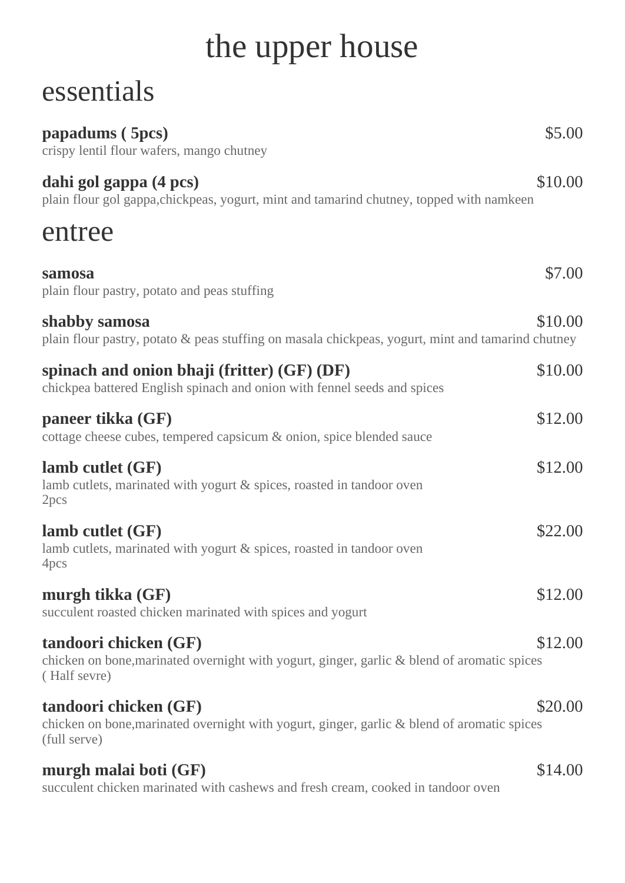# the upper house

## essentials

**papadums ( 5pcs)** $5.00
crispy lentil flour wafers, mango chutney

**dahi gol gappa (4 pcs)** $10.00
plain flour gol gappa,chickpeas, yogurt, mint and tamarind chutney, topped with namkeen

## entree

**samosa** $7.00
plain flour pastry, potato and peas stuffing

**shabby samosa** $10.00
plain flour pastry, potato & peas stuffing on masala chickpeas, yogurt, mint and tamarind chutney

**spinach and onion bhaji (fritter) (GF) (DF)** $10.00
chickpea battered English spinach and onion with fennel seeds and spices

**paneer tikka (GF)** $12.00
cottage cheese cubes, tempered capsicum & onion, spice blended sauce

**lamb cutlet (GF)** $12.00
lamb cutlets, marinated with yogurt & spices, roasted in tandoor oven
2pcs

**lamb cutlet (GF)** $22.00
lamb cutlets, marinated with yogurt & spices, roasted in tandoor oven
4pcs

**murgh tikka (GF)** $12.00
succulent roasted chicken marinated with spices and yogurt

**tandoori chicken (GF)** $12.00
chicken on bone,marinated overnight with yogurt, ginger, garlic & blend of aromatic spices
( Half sevre)

**tandoori chicken (GF)** $20.00
chicken on bone,marinated overnight with yogurt, ginger, garlic & blend of aromatic spices
(full serve)

**murgh malai boti (GF)** $14.00
succulent chicken marinated with cashews and fresh cream, cooked in tandoor oven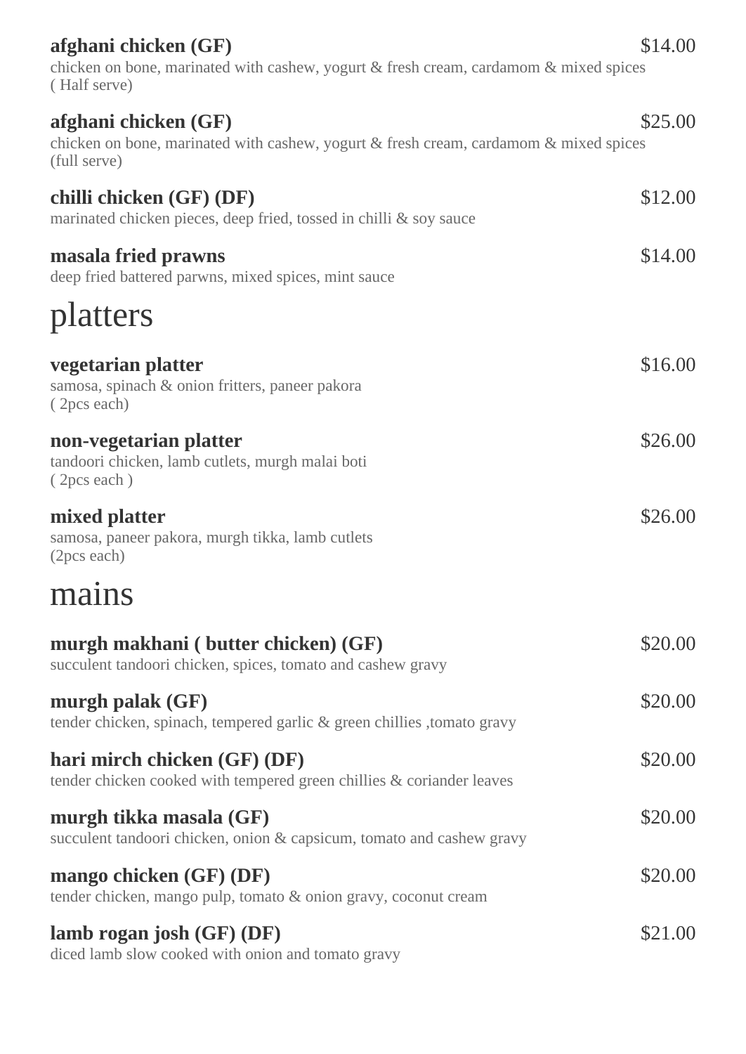**afghani chicken (GF)** $14.00
chicken on bone, marinated with cashew, yogurt & fresh cream, cardamom & mixed spices
( Half serve)

**afghani chicken (GF)** $25.00
chicken on bone, marinated with cashew, yogurt & fresh cream, cardamom & mixed spices
(full serve)

**chilli chicken (GF) (DF)** $12.00
marinated chicken pieces, deep fried, tossed in chilli & soy sauce

**masala fried prawns** $14.00
deep fried battered parwns, mixed spices, mint sauce

# platters

**vegetarian platter** $16.00
samosa, spinach & onion fritters, paneer pakora
( 2pcs each)

**non-vegetarian platter** $26.00
tandoori chicken, lamb cutlets, murgh malai boti
( 2pcs each )

**mixed platter** $26.00
samosa, paneer pakora, murgh tikka, lamb cutlets
(2pcs each)

# mains

**murgh makhani ( butter chicken) (GF)** $20.00
succulent tandoori chicken, spices, tomato and cashew gravy

**murgh palak (GF)** $20.00
tender chicken, spinach, tempered garlic & green chillies ,tomato gravy

**hari mirch chicken (GF) (DF)** $20.00
tender chicken cooked with tempered green chillies & coriander leaves

**murgh tikka masala (GF)** $20.00
succulent tandoori chicken, onion & capsicum, tomato and cashew gravy

**mango chicken (GF) (DF)** $20.00
tender chicken, mango pulp, tomato & onion gravy, coconut cream

**lamb rogan josh (GF) (DF)** $21.00
diced lamb slow cooked with onion and tomato gravy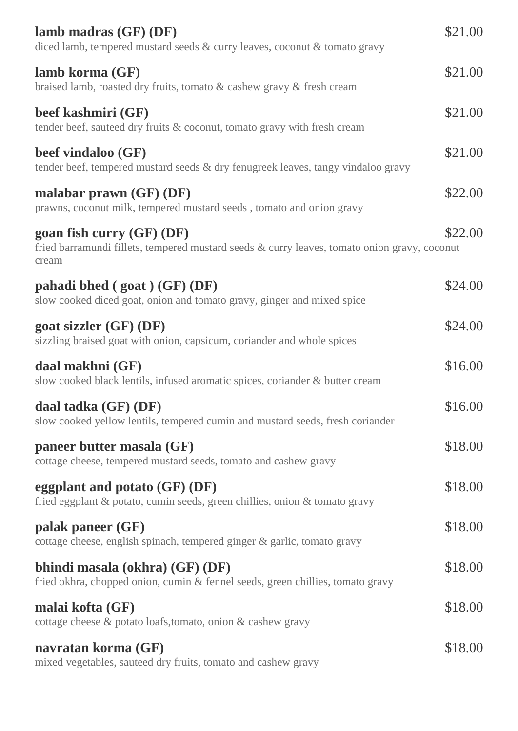**lamb madras (GF) (DF)** $21.00
diced lamb, tempered mustard seeds & curry leaves, coconut & tomato gravy

**lamb korma (GF)** $21.00
braised lamb, roasted dry fruits, tomato & cashew gravy & fresh cream

**beef kashmiri (GF)** $21.00
tender beef, sauteed dry fruits & coconut, tomato gravy with fresh cream

**beef vindaloo (GF)** $21.00
tender beef, tempered mustard seeds & dry fenugreek leaves, tangy vindaloo gravy

**malabar prawn (GF) (DF)** $22.00
prawns, coconut milk, tempered mustard seeds , tomato and onion gravy

**goan fish curry (GF) (DF)** $22.00
fried barramundi fillets, tempered mustard seeds & curry leaves, tomato onion gravy, coconut cream

**pahadi bhed ( goat ) (GF) (DF)** $24.00
slow cooked diced goat, onion and tomato gravy, ginger and mixed spice

**goat sizzler (GF) (DF)** $24.00
sizzling braised goat with onion, capsicum, coriander and whole spices

**daal makhni (GF)** $16.00
slow cooked black lentils, infused aromatic spices, coriander & butter cream

**daal tadka (GF) (DF)** $16.00
slow cooked yellow lentils, tempered cumin and mustard seeds, fresh coriander

**paneer butter masala (GF)** $18.00
cottage cheese, tempered mustard seeds, tomato and cashew gravy

**eggplant and potato (GF) (DF)** $18.00
fried eggplant & potato, cumin seeds, green chillies, onion & tomato gravy

**palak paneer (GF)** $18.00
cottage cheese, english spinach, tempered ginger & garlic, tomato gravy

**bhindi masala (okhra) (GF) (DF)** $18.00
fried okhra, chopped onion, cumin & fennel seeds, green chillies, tomato gravy

**malai kofta (GF)** $18.00
cottage cheese & potato loafs,tomato, onion & cashew gravy

**navratan korma (GF)** $18.00
mixed vegetables, sauteed dry fruits, tomato and cashew gravy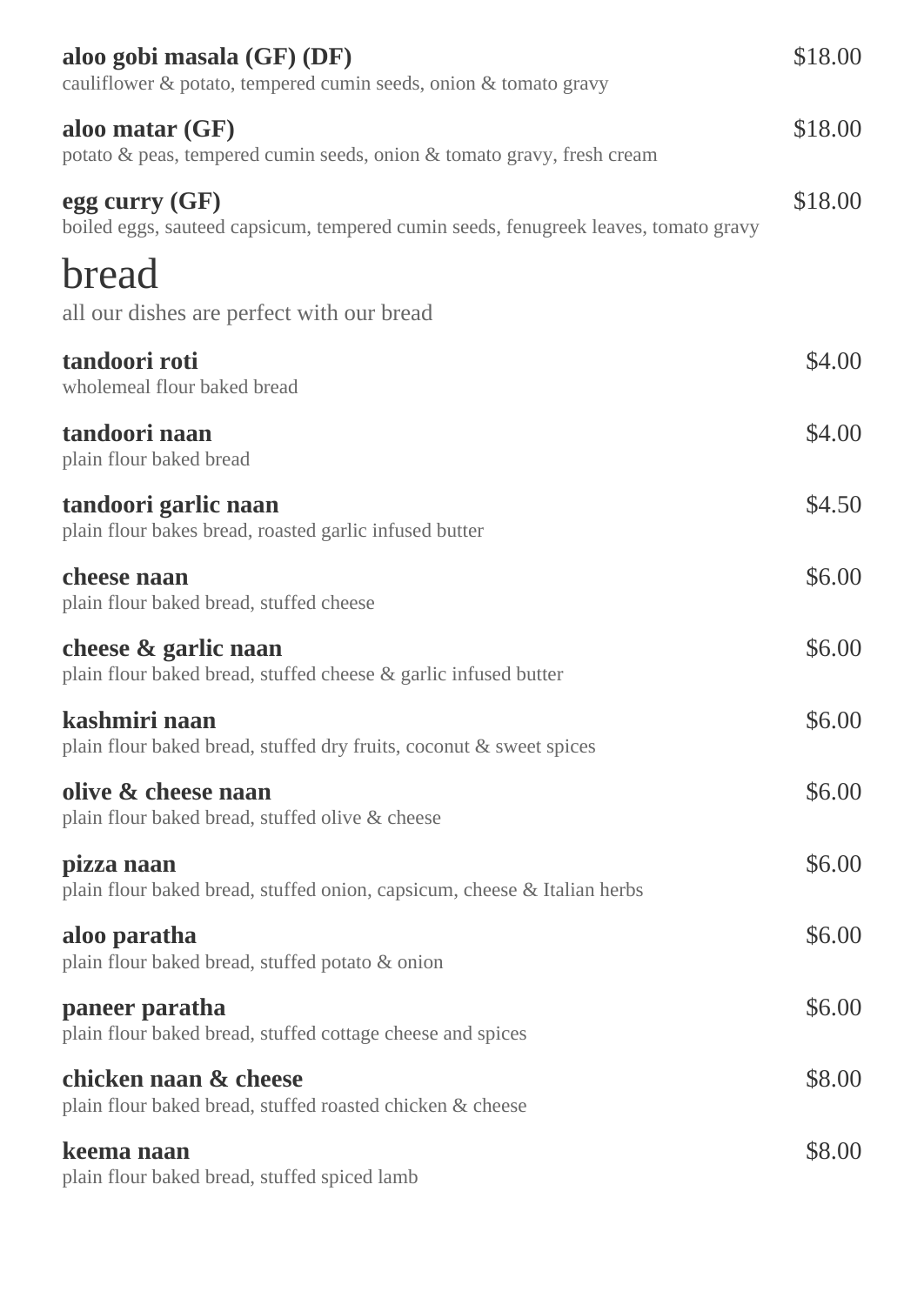**aloo gobi masala (GF) (DF)** $18.00
cauliflower & potato, tempered cumin seeds, onion & tomato gravy

**aloo matar (GF)** $18.00
potato & peas, tempered cumin seeds, onion & tomato gravy, fresh cream

**egg curry (GF)** $18.00
boiled eggs, sauteed capsicum, tempered cumin seeds, fenugreek leaves, tomato gravy

# bread

all our dishes are perfect with our bread

**tandoori roti** $4.00
wholemeal flour baked bread

**tandoori naan** $4.00
plain flour baked bread

**tandoori garlic naan** $4.50
plain flour bakes bread, roasted garlic infused butter

**cheese naan** $6.00
plain flour baked bread, stuffed cheese

**cheese & garlic naan** $6.00
plain flour baked bread, stuffed cheese & garlic infused butter

**kashmiri naan** $6.00
plain flour baked bread, stuffed dry fruits, coconut & sweet spices

**olive & cheese naan** $6.00
plain flour baked bread, stuffed olive & cheese

**pizza naan** $6.00
plain flour baked bread, stuffed onion, capsicum, cheese & Italian herbs

**aloo paratha** $6.00
plain flour baked bread, stuffed potato & onion

**paneer paratha** $6.00
plain flour baked bread, stuffed cottage cheese and spices

**chicken naan & cheese** $8.00
plain flour baked bread, stuffed roasted chicken & cheese

**keema naan** $8.00
plain flour baked bread, stuffed spiced lamb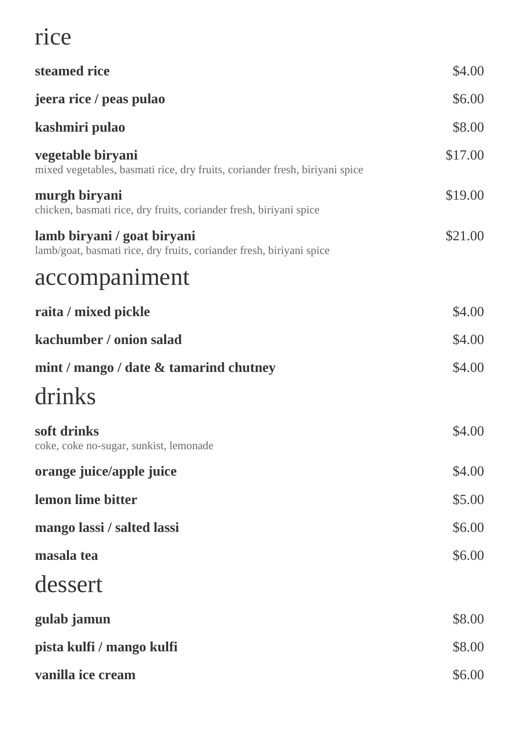# rice

**steamed rice** $4.00

**jeera rice / peas pulao** $6.00

**kashmiri pulao** $8.00

**vegetable biryani** $17.00
mixed vegetables, basmati rice, dry fruits, coriander fresh, biriyani spice

**murgh biryani** $19.00
chicken, basmati rice, dry fruits, coriander fresh, biriyani spice

**lamb biryani / goat biryani** $21.00
lamb/goat, basmati rice, dry fruits, coriander fresh, biriyani spice

# accompaniment

**raita / mixed pickle** $4.00

**kachumber / onion salad** $4.00

**mint / mango / date & tamarind chutney** $4.00

# drinks

**soft drinks** $4.00
coke, coke no-sugar, sunkist, lemonade

**orange juice/apple juice** $4.00

**lemon lime bitter** $5.00

**mango lassi / salted lassi** $6.00

**masala tea** $6.00

# dessert

**gulab jamun** $8.00

**pista kulfi / mango kulfi** $8.00

**vanilla ice cream** $6.00